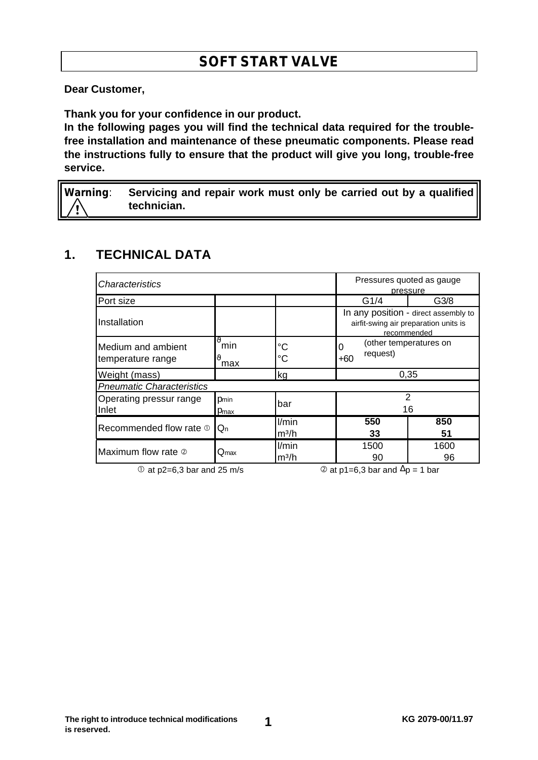# SOFT START VALVE

**Dear Customer,**

**Thank you for your confidence in our product.**
**In the following pages you will find the technical data required for the trouble-free installation and maintenance of these pneumatic components. Please read the instructions fully to ensure that the product will give you long, trouble-free service.**

**Warning**: **Servicing and repair work must only be carried out by a qualified technician.**

## 1. TECHNICAL DATA

| *Characteristics* | | | Pressures quoted as gauge pressure | |
|---|---|---|---|---|
| Port size | | | G1/4 | G3/8 |
| Installation | | | In any position - direct assembly to airfit-swing air preparation units is recommended | |
| Medium and ambient temperature range | $\vartheta_{min}$<br>$\vartheta_{max}$ | °C<br>°C | 0<br>+60 (other temperatures on request) | |
| Weight (mass) | | kg | 0,35 | |
| *Pneumatic Characteristics* | | | | |
| Operating pressur range Inlet | $p_{min}$<br>$p_{max}$ | bar | 2<br>16 | |
| Recommended flow rate ① | $Q_n$ | l/min<br>m³/h | **550**<br>**33** | **850**<br>**51** |
| Maximum flow rate ② | $Q_{max}$ | l/min<br>m³/h | 1500<br>90 | 1600<br>96 |

① at p2=6,3 bar and 25 m/s ② at p1=6,3 bar and $\Delta p$ = 1 bar

The right to introduce technical modifications is reserved.

KG 2079-00/11.97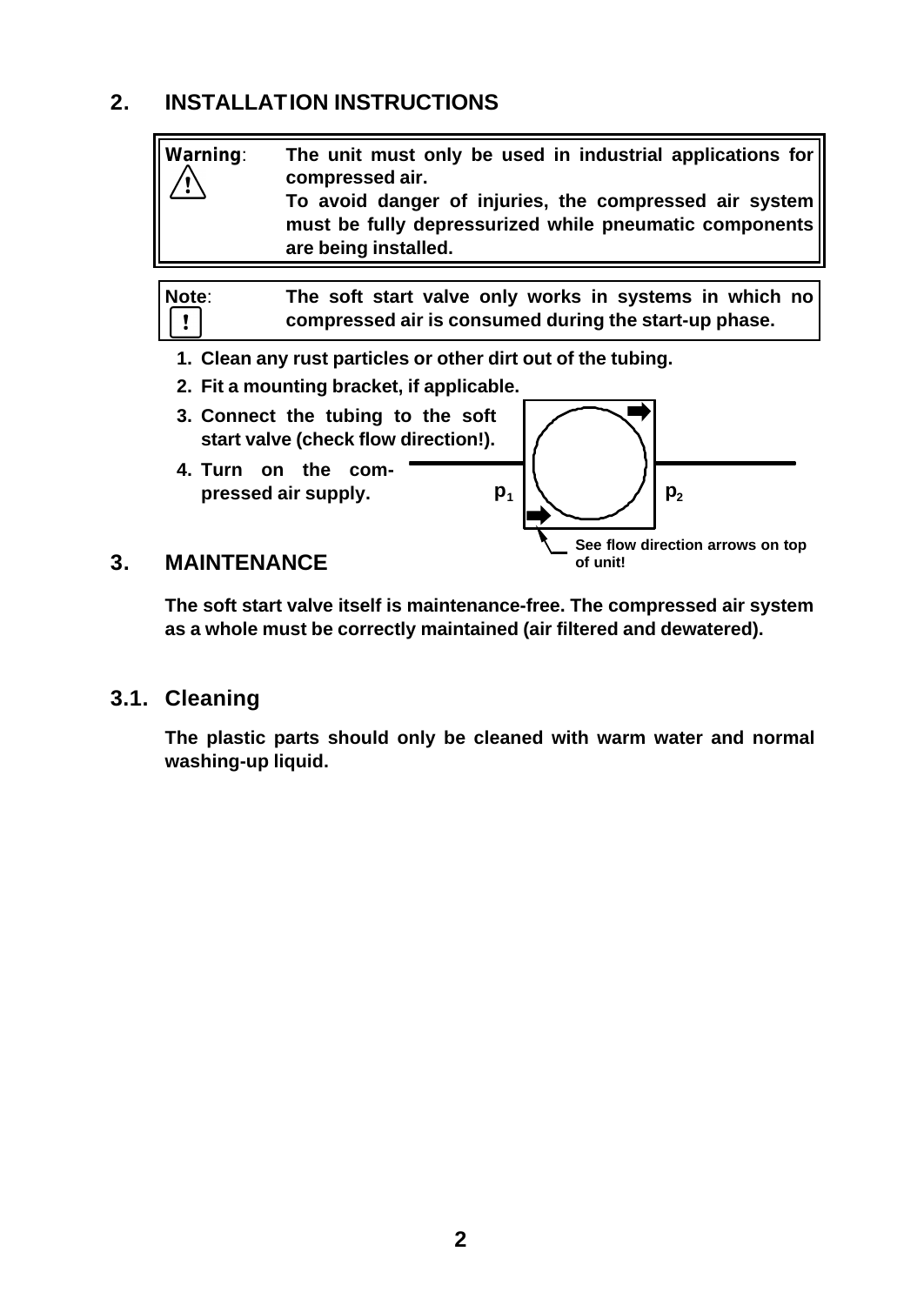## 2. INSTALLATION INSTRUCTIONS

> **Warning**: **The unit must only be used in industrial applications for compressed air.**
> **To avoid danger of injuries, the compressed air system must be fully depressurized while pneumatic components are being installed.**

> **Note**: **The soft start valve only works in systems in which no compressed air is consumed during the start-up phase.**

1. **Clean any rust particles or other dirt out of the tubing.**
2. **Fit a mounting bracket, if applicable.**
3. **Connect the tubing to the soft start valve (check flow direction!).**
4. **Turn on the compressed air supply.**

$p_1$ $p_2$

**See flow direction arrows on top of unit!**

## 3. MAINTENANCE

**The soft start valve itself is maintenance-free. The compressed air system as a whole must be correctly maintained (air filtered and dewatered).**

### 3.1. Cleaning

**The plastic parts should only be cleaned with warm water and normal washing-up liquid.**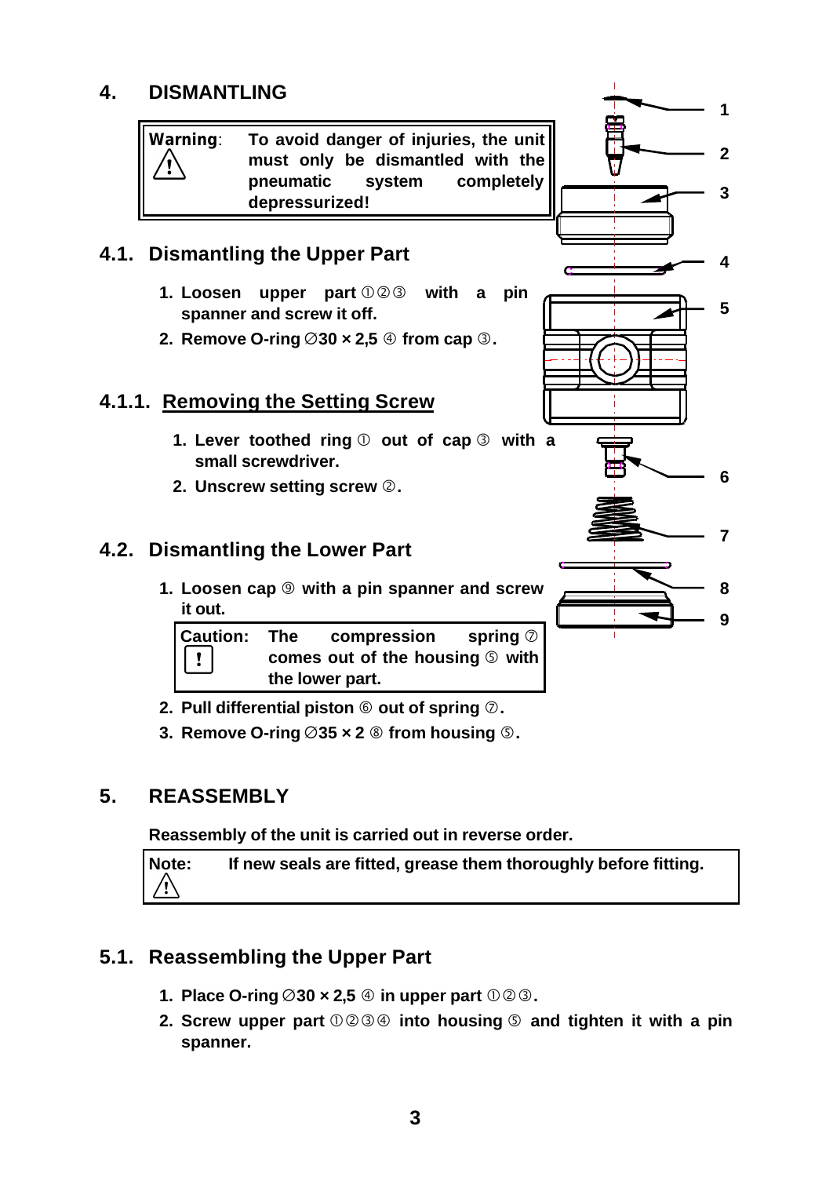# 4. DISMANTLING

> **Warning:** ⚠ **To avoid danger of injuries, the unit must only be dismantled with the pneumatic system completely depressurized!**

## 4.1. Dismantling the Upper Part

1. **Loosen upper part ①②③ with a pin spanner and screw it off.**
2. **Remove O-ring ∅30 × 2,5 ④ from cap ③.**

### 4.1.1. Removing the Setting Screw

1. **Lever toothed ring ① out of cap ③ with a small screwdriver.**
2. **Unscrew setting screw ②.**

## 4.2. Dismantling the Lower Part

1. **Loosen cap ⑨ with a pin spanner and screw it out.**

> **Caution:** **!** **The compression spring ⑦ comes out of the housing ⑤ with the lower part.**

2. **Pull differential piston ⑥ out of spring ⑦.**
3. **Remove O-ring ∅35 × 2 ⑧ from housing ⑤.**

1
2
3
4
5
6
7
8
9

# 5. REASSEMBLY

**Reassembly of the unit is carried out in reverse order.**

> **Note:** ⚠ **If new seals are fitted, grease them thoroughly before fitting.**

## 5.1. Reassembling the Upper Part

1. **Place O-ring ∅30 × 2,5 ④ in upper part ①②③.**
2. **Screw upper part ①②③④ into housing ⑤ and tighten it with a pin spanner.**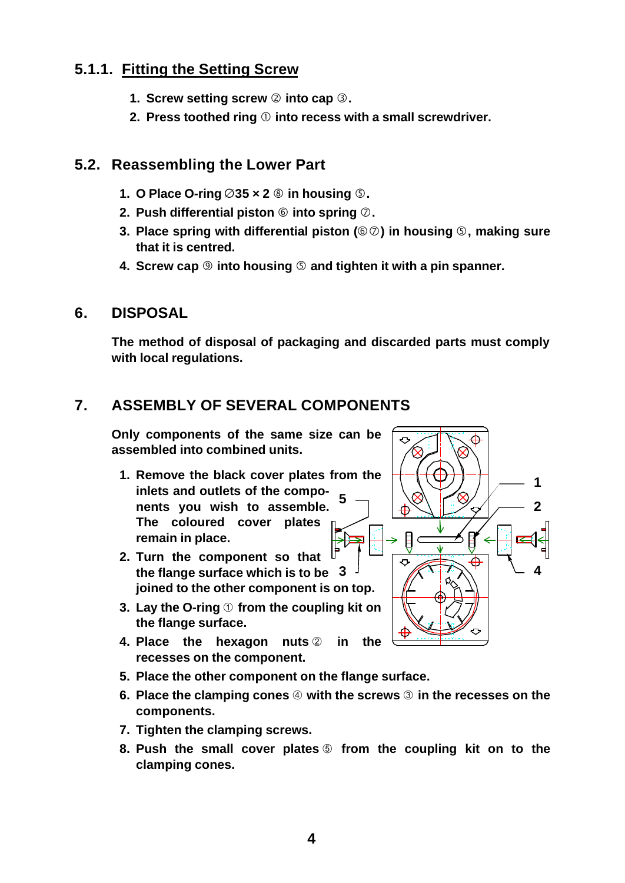### 5.1.1. Fitting the Setting Screw

1. Screw setting screw ② into cap ③.
2. Press toothed ring ① into recess with a small screwdriver.

## 5.2. Reassembling the Lower Part

1. O Place O-ring ∅35 × 2 ⑧ in housing ⑤.
2. Push differential piston ⑥ into spring ⑦.
3. Place spring with differential piston (⑥⑦) in housing ⑤, making sure that it is centred.
4. Screw cap ⑨ into housing ⑤ and tighten it with a pin spanner.

## 6. DISPOSAL

The method of disposal of packaging and discarded parts must comply with local regulations.

## 7. ASSEMBLY OF SEVERAL COMPONENTS

Only components of the same size can be assembled into combined units.

1. Remove the black cover plates from the inlets and outlets of the components you wish to assemble. The coloured cover plates remain in place.
2. Turn the component so that the flange surface which is to be joined to the other component is on top.
3. Lay the O-ring ① from the coupling kit on the flange surface.
4. Place the hexagon nuts ② in the recesses on the component.
5. Place the other component on the flange surface.
6. Place the clamping cones ④ with the screws ③ in the recesses on the components.
7. Tighten the clamping screws.
8. Push the small cover plates ⑤ from the coupling kit on to the clamping cones.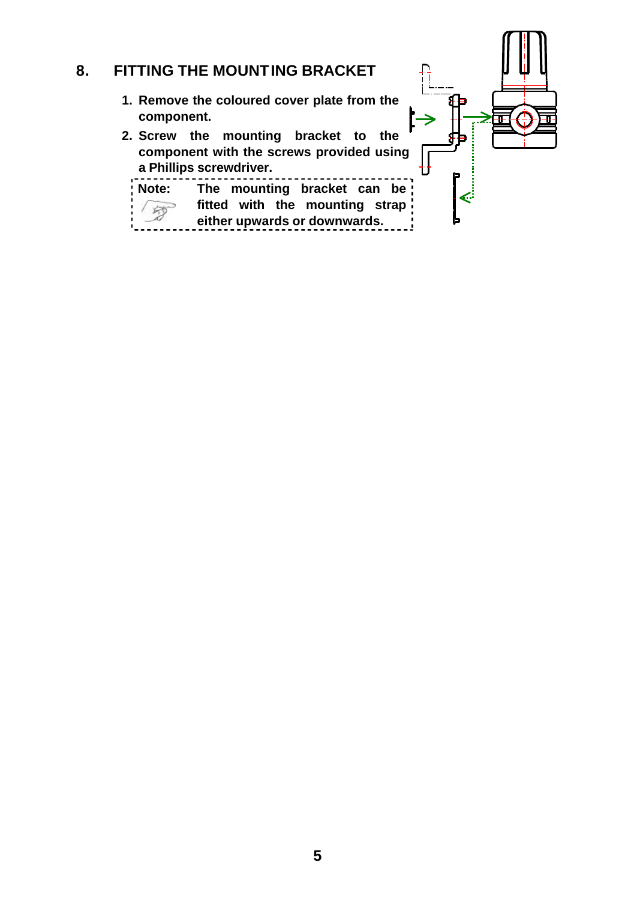## 8. FITTING THE MOUNTING BRACKET

1. **Remove the coloured cover plate from the component.**
2. **Screw the mounting bracket to the component with the screws provided using a Phillips screwdriver.**

> **Note:** **The mounting bracket can be fitted with the mounting strap either upwards or downwards.**